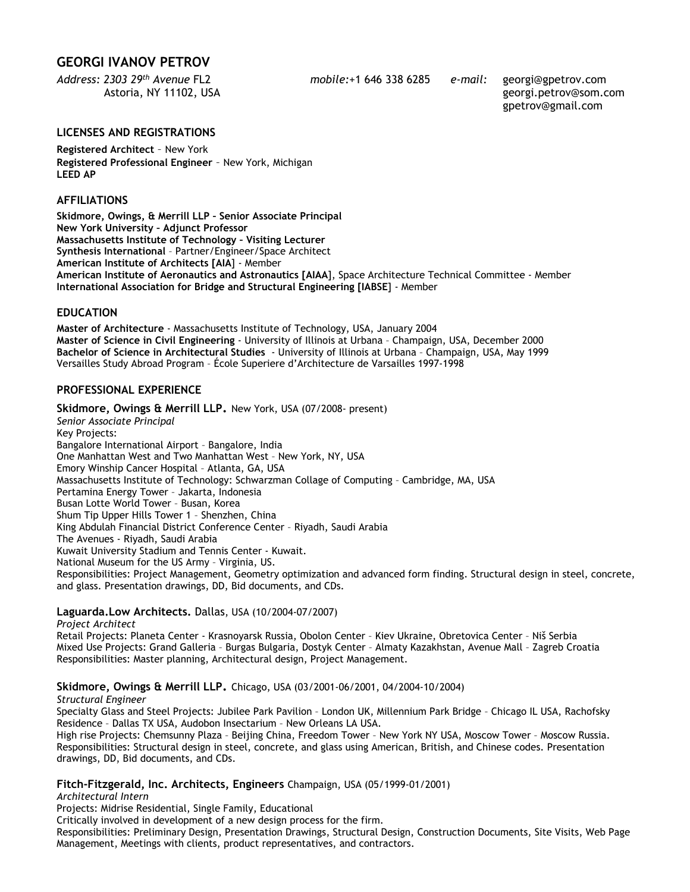# GEORGI IVANOV PETROV

*Address: 2303 29th Avenue* FL2
Astoria, NY 11102, USA

*mobile:*+1 646 338 6285

*e-mail:* georgi@gpetrov.com
georgi.petrov@som.com
gpetrov@gmail.com

## LICENSES AND REGISTRATIONS

**Registered Architect** – New York
**Registered Professional Engineer** – New York, Michigan
**LEED AP**

## AFFILIATIONS

**Skidmore, Owings, & Merrill LLP – Senior Associate Principal**
**New York University – Adjunct Professor**
**Massachusetts Institute of Technology – Visiting Lecturer**
**Synthesis International** – Partner/Engineer/Space Architect
**American Institute of Architects [AIA]** - Member
**American Institute of Aeronautics and Astronautics [AIAA**], Space Architecture Technical Committee - Member
**International Association for Bridge and Structural Engineering [IABSE**] - Member

## EDUCATION

**Master of Architecture** - Massachusetts Institute of Technology, USA, January 2004
**Master of Science in Civil Engineering** - University of Illinois at Urbana – Champaign, USA, December 2000
**Bachelor of Science in Architectural Studies** - University of Illinois at Urbana – Champaign, USA, May 1999
Versailles Study Abroad Program – École Superiere d'Architecture de Varsailles 1997-1998

## PROFESSIONAL EXPERIENCE

**Skidmore, Owings & Merrill LLP.** New York, USA (07/2008- present)
*Senior Associate Principal*
Key Projects:
Bangalore International Airport – Bangalore, India
One Manhattan West and Two Manhattan West – New York, NY, USA
Emory Winship Cancer Hospital – Atlanta, GA, USA
Massachusetts Institute of Technology: Schwarzman Collage of Computing – Cambridge, MA, USA
Pertamina Energy Tower – Jakarta, Indonesia
Busan Lotte World Tower – Busan, Korea
Shum Tip Upper Hills Tower 1 – Shenzhen, China
King Abdulah Financial District Conference Center – Riyadh, Saudi Arabia
The Avenues - Riyadh, Saudi Arabia
Kuwait University Stadium and Tennis Center - Kuwait.
National Museum for the US Army – Virginia, US.
Responsibilities: Project Management, Geometry optimization and advanced form finding. Structural design in steel, concrete, and glass. Presentation drawings, DD, Bid documents, and CDs.

**Laguarda.Low Architects.** Dallas, USA (10/2004-07/2007)
*Project Architect*
Retail Projects: Planeta Center - Krasnoyarsk Russia, Obolon Center – Kiev Ukraine, Obretovica Center – Niš Serbia
Mixed Use Projects: Grand Galleria – Burgas Bulgaria, Dostyk Center – Almaty Kazakhstan, Avenue Mall – Zagreb Croatia
Responsibilities: Master planning, Architectural design, Project Management.

**Skidmore, Owings & Merrill LLP.** Chicago, USA (03/2001-06/2001, 04/2004-10/2004)
*Structural Engineer*
Specialty Glass and Steel Projects: Jubilee Park Pavilion – London UK, Millennium Park Bridge – Chicago IL USA, Rachofsky Residence – Dallas TX USA, Audobon Insectarium – New Orleans LA USA.
High rise Projects: Chemsunny Plaza – Beijing China, Freedom Tower – New York NY USA, Moscow Tower – Moscow Russia.
Responsibilities: Structural design in steel, concrete, and glass using American, British, and Chinese codes. Presentation drawings, DD, Bid documents, and CDs.

**Fitch-Fitzgerald, Inc. Architects, Engineers** Champaign, USA (05/1999-01/2001)
*Architectural Intern*
Projects: Midrise Residential, Single Family, Educational
Critically involved in development of a new design process for the firm.
Responsibilities: Preliminary Design, Presentation Drawings, Structural Design, Construction Documents, Site Visits, Web Page Management, Meetings with clients, product representatives, and contractors.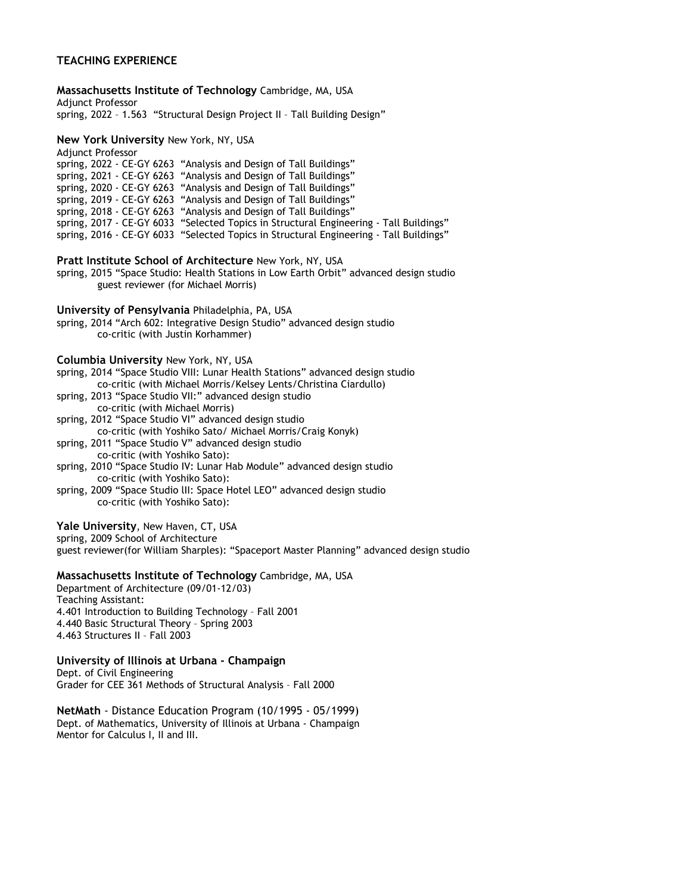## TEACHING EXPERIENCE

**Massachusetts Institute of Technology** Cambridge, MA, USA
Adjunct Professor
spring, 2022 – 1.563 "Structural Design Project II – Tall Building Design"

**New York University** New York, NY, USA
Adjunct Professor
spring, 2022 - CE-GY 6263 "Analysis and Design of Tall Buildings"
spring, 2021 - CE-GY 6263 "Analysis and Design of Tall Buildings"
spring, 2020 - CE-GY 6263 "Analysis and Design of Tall Buildings"
spring, 2019 - CE-GY 6263 "Analysis and Design of Tall Buildings"
spring, 2018 - CE-GY 6263 "Analysis and Design of Tall Buildings"
spring, 2017 - CE-GY 6033 "Selected Topics in Structural Engineering - Tall Buildings"
spring, 2016 - CE-GY 6033 "Selected Topics in Structural Engineering - Tall Buildings"

**Pratt Institute School of Architecture** New York, NY, USA
spring, 2015 "Space Studio: Health Stations in Low Earth Orbit" advanced design studio
guest reviewer (for Michael Morris)

**University of Pensylvania** Philadelphia, PA, USA
spring, 2014 "Arch 602: Integrative Design Studio" advanced design studio
co-critic (with Justin Korhammer)

**Columbia University** New York, NY, USA
spring, 2014 "Space Studio VIII: Lunar Health Stations" advanced design studio
co-critic (with Michael Morris/Kelsey Lents/Christina Ciardullo)
spring, 2013 "Space Studio VII:" advanced design studio
co-critic (with Michael Morris)
spring, 2012 "Space Studio VI" advanced design studio
co-critic (with Yoshiko Sato/ Michael Morris/Craig Konyk)
spring, 2011 "Space Studio V" advanced design studio
co-critic (with Yoshiko Sato):
spring, 2010 "Space Studio IV: Lunar Hab Module" advanced design studio
co-critic (with Yoshiko Sato):
spring, 2009 "Space Studio III: Space Hotel LEO" advanced design studio
co-critic (with Yoshiko Sato):

**Yale University**, New Haven, CT, USA
spring, 2009 School of Architecture
guest reviewer(for William Sharples): "Spaceport Master Planning" advanced design studio

**Massachusetts Institute of Technology** Cambridge, MA, USA
Department of Architecture (09/01-12/03)
Teaching Assistant:
4.401 Introduction to Building Technology – Fall 2001
4.440 Basic Structural Theory – Spring 2003
4.463 Structures II – Fall 2003

**University of Illinois at Urbana - Champaign**
Dept. of Civil Engineering
Grader for CEE 361 Methods of Structural Analysis – Fall 2000

**NetMath** - Distance Education Program (10/1995 - 05/1999)
Dept. of Mathematics, University of Illinois at Urbana - Champaign
Mentor for Calculus I, II and III.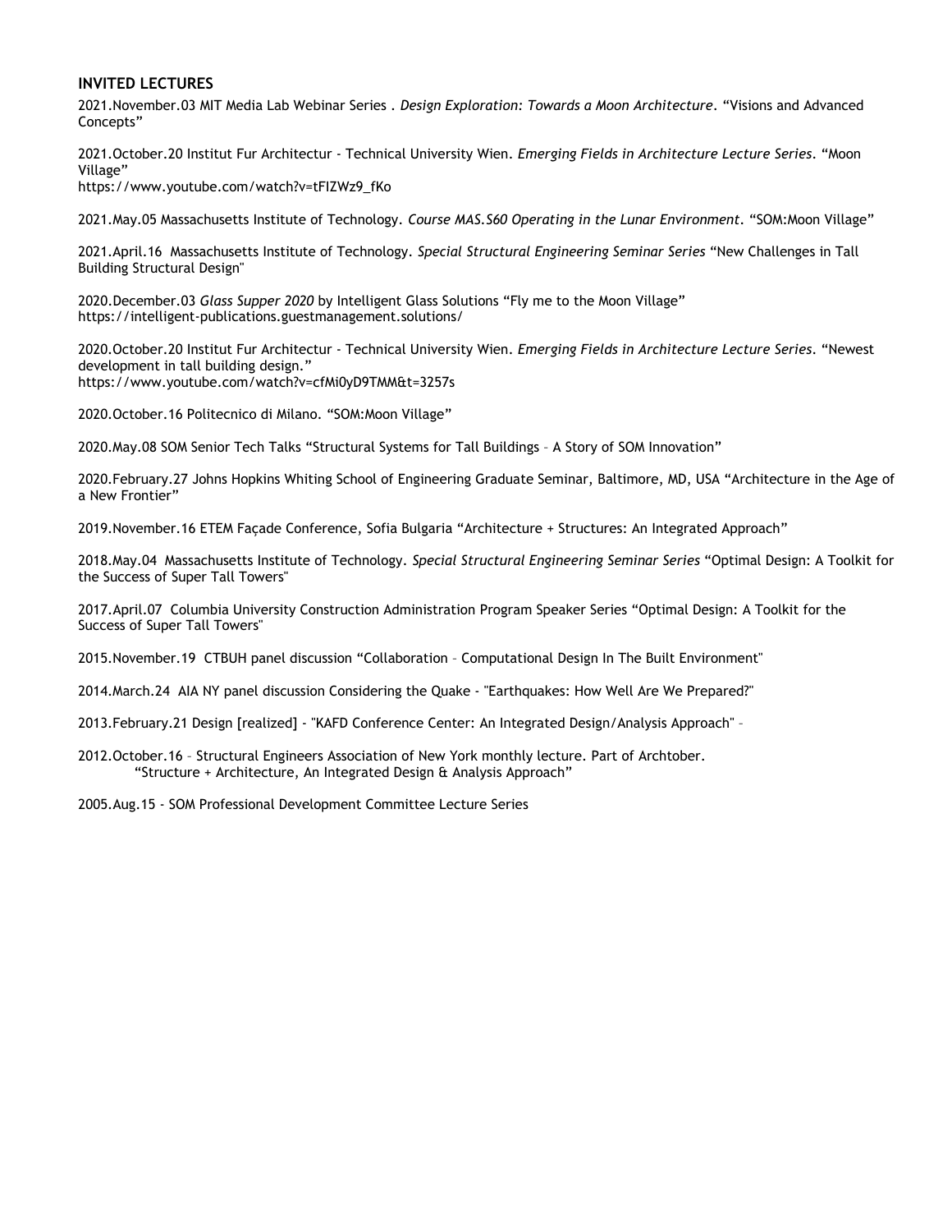## INVITED LECTURES

2021.November.03 MIT Media Lab Webinar Series . *Design Exploration: Towards a Moon Architecture*. "Visions and Advanced Concepts"

2021.October.20 Institut Fur Architectur - Technical University Wien. *Emerging Fields in Architecture Lecture Series*. "Moon Village"
https://www.youtube.com/watch?v=tFIZWz9_fKo

2021.May.05 Massachusetts Institute of Technology. *Course MAS.S60 Operating in the Lunar Environment*. "SOM:Moon Village"

2021.April.16 Massachusetts Institute of Technology. *Special Structural Engineering Seminar Series* "New Challenges in Tall Building Structural Design"

2020.December.03 *Glass Supper 2020* by Intelligent Glass Solutions "Fly me to the Moon Village"
https://intelligent-publications.guestmanagement.solutions/

2020.October.20 Institut Fur Architectur - Technical University Wien. *Emerging Fields in Architecture Lecture Series*. "Newest development in tall building design."
https://www.youtube.com/watch?v=cfMi0yD9TMM&t=3257s

2020.October.16 Politecnico di Milano. "SOM:Moon Village"

2020.May.08 SOM Senior Tech Talks "Structural Systems for Tall Buildings – A Story of SOM Innovation"

2020.February.27 Johns Hopkins Whiting School of Engineering Graduate Seminar, Baltimore, MD, USA "Architecture in the Age of a New Frontier"

2019.November.16 ETEM Façade Conference, Sofia Bulgaria "Architecture + Structures: An Integrated Approach"

2018.May.04 Massachusetts Institute of Technology. *Special Structural Engineering Seminar Series* "Optimal Design: A Toolkit for the Success of Super Tall Towers"

2017.April.07 Columbia University Construction Administration Program Speaker Series "Optimal Design: A Toolkit for the Success of Super Tall Towers"

2015.November.19 CTBUH panel discussion "Collaboration – Computational Design In The Built Environment"

2014.March.24 AIA NY panel discussion Considering the Quake - "Earthquakes: How Well Are We Prepared?"

2013.February.21 Design [realized] - "KAFD Conference Center: An Integrated Design/Analysis Approach" –

2012.October.16 – Structural Engineers Association of New York monthly lecture. Part of Archtober.
"Structure + Architecture, An Integrated Design & Analysis Approach"

2005.Aug.15 - SOM Professional Development Committee Lecture Series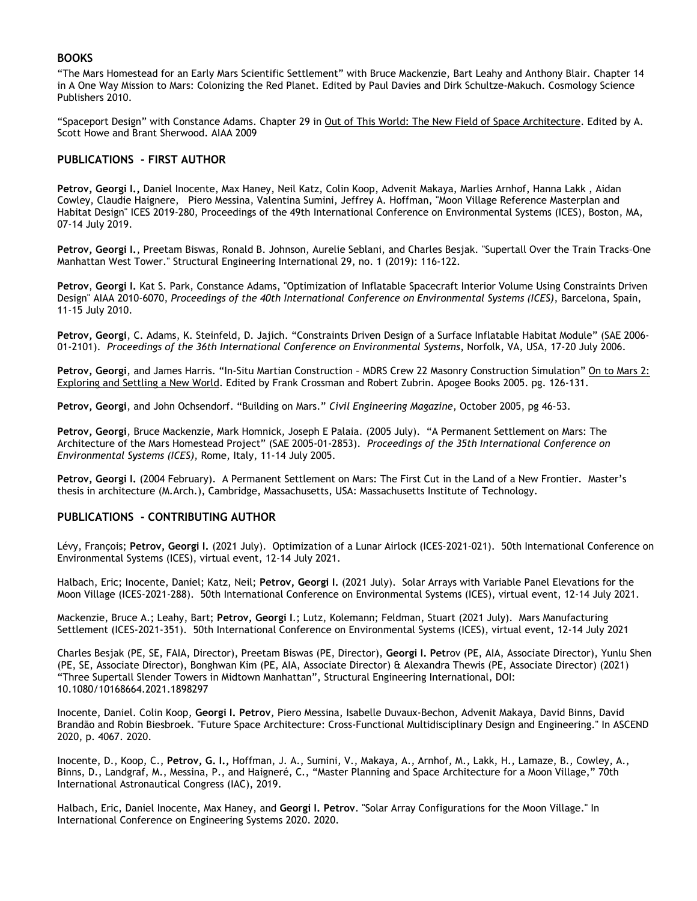## BOOKS

"The Mars Homestead for an Early Mars Scientific Settlement" with Bruce Mackenzie, Bart Leahy and Anthony Blair. Chapter 14 in A One Way Mission to Mars: Colonizing the Red Planet. Edited by Paul Davies and Dirk Schultze-Makuch. Cosmology Science Publishers 2010.

"Spaceport Design" with Constance Adams. Chapter 29 in Out of This World: The New Field of Space Architecture. Edited by A. Scott Howe and Brant Sherwood. AIAA 2009

## PUBLICATIONS - FIRST AUTHOR

**Petrov, Georgi I.,** Daniel Inocente, Max Haney, Neil Katz, Colin Koop, Advenit Makaya, Marlies Arnhof, Hanna Lakk , Aidan Cowley, Claudie Haignere, Piero Messina, Valentina Sumini, Jeffrey A. Hoffman, "Moon Village Reference Masterplan and Habitat Design" ICES 2019-280, Proceedings of the 49th International Conference on Environmental Systems (ICES), Boston, MA, 07-14 July 2019.

**Petrov, Georgi I.**, Preetam Biswas, Ronald B. Johnson, Aurelie Seblani, and Charles Besjak. "Supertall Over the Train Tracks–One Manhattan West Tower." Structural Engineering International 29, no. 1 (2019): 116-122.

**Petrov**, **Georgi I.** Kat S. Park, Constance Adams, "Optimization of Inflatable Spacecraft Interior Volume Using Constraints Driven Design" AIAA 2010-6070, *Proceedings of the 40th International Conference on Environmental Systems (ICES)*, Barcelona, Spain, 11-15 July 2010.

**Petrov, Georgi**, C. Adams, K. Steinfeld, D. Jajich. "Constraints Driven Design of a Surface Inflatable Habitat Module" (SAE 2006-01-2101). *Proceedings of the 36th International Conference on Environmental Systems*, Norfolk, VA, USA, 17-20 July 2006.

**Petrov, Georgi**, and James Harris. "In-Situ Martian Construction – MDRS Crew 22 Masonry Construction Simulation" On to Mars 2: Exploring and Settling a New World. Edited by Frank Crossman and Robert Zubrin. Apogee Books 2005. pg. 126-131.

**Petrov, Georgi**, and John Ochsendorf. "Building on Mars." *Civil Engineering Magazine*, October 2005, pg 46-53.

**Petrov, Georgi**, Bruce Mackenzie, Mark Homnick, Joseph E Palaia. (2005 July). "A Permanent Settlement on Mars: The Architecture of the Mars Homestead Project" (SAE 2005-01-2853). *Proceedings of the 35th International Conference on Environmental Systems (ICES)*, Rome, Italy, 11-14 July 2005.

**Petrov, Georgi I.** (2004 February). A Permanent Settlement on Mars: The First Cut in the Land of a New Frontier. Master's thesis in architecture (M.Arch.), Cambridge, Massachusetts, USA: Massachusetts Institute of Technology.

## PUBLICATIONS - CONTRIBUTING AUTHOR

Lévy, François; **Petrov, Georgi I.** (2021 July). Optimization of a Lunar Airlock (ICES-2021-021). 50th International Conference on Environmental Systems (ICES), virtual event, 12-14 July 2021.

Halbach, Eric; Inocente, Daniel; Katz, Neil; **Petrov, Georgi I.** (2021 July). Solar Arrays with Variable Panel Elevations for the Moon Village (ICES-2021-288). 50th International Conference on Environmental Systems (ICES), virtual event, 12-14 July 2021.

Mackenzie, Bruce A.; Leahy, Bart; **Petrov, Georgi I**.; Lutz, Kolemann; Feldman, Stuart (2021 July). Mars Manufacturing Settlement (ICES-2021-351). 50th International Conference on Environmental Systems (ICES), virtual event, 12-14 July 2021

Charles Besjak (PE, SE, FAIA, Director), Preetam Biswas (PE, Director), **Georgi I. Pet**rov (PE, AIA, Associate Director), Yunlu Shen (PE, SE, Associate Director), Bonghwan Kim (PE, AIA, Associate Director) & Alexandra Thewis (PE, Associate Director) (2021) "Three Supertall Slender Towers in Midtown Manhattan", Structural Engineering International, DOI: 10.1080/10168664.2021.1898297

Inocente, Daniel. Colin Koop, **Georgi I. Petrov**, Piero Messina, Isabelle Duvaux-Bechon, Advenit Makaya, David Binns, David Brandão and Robin Biesbroek. "Future Space Architecture: Cross-Functional Multidisciplinary Design and Engineering." In ASCEND 2020, p. 4067. 2020.

Inocente, D., Koop, C., **Petrov, G. I.,** Hoffman, J. A., Sumini, V., Makaya, A., Arnhof, M., Lakk, H., Lamaze, B., Cowley, A., Binns, D., Landgraf, M., Messina, P., and Haigneré, C., "Master Planning and Space Architecture for a Moon Village," 70th International Astronautical Congress (IAC), 2019.

Halbach, Eric, Daniel Inocente, Max Haney, and **Georgi I. Petrov**. "Solar Array Configurations for the Moon Village." In International Conference on Engineering Systems 2020. 2020.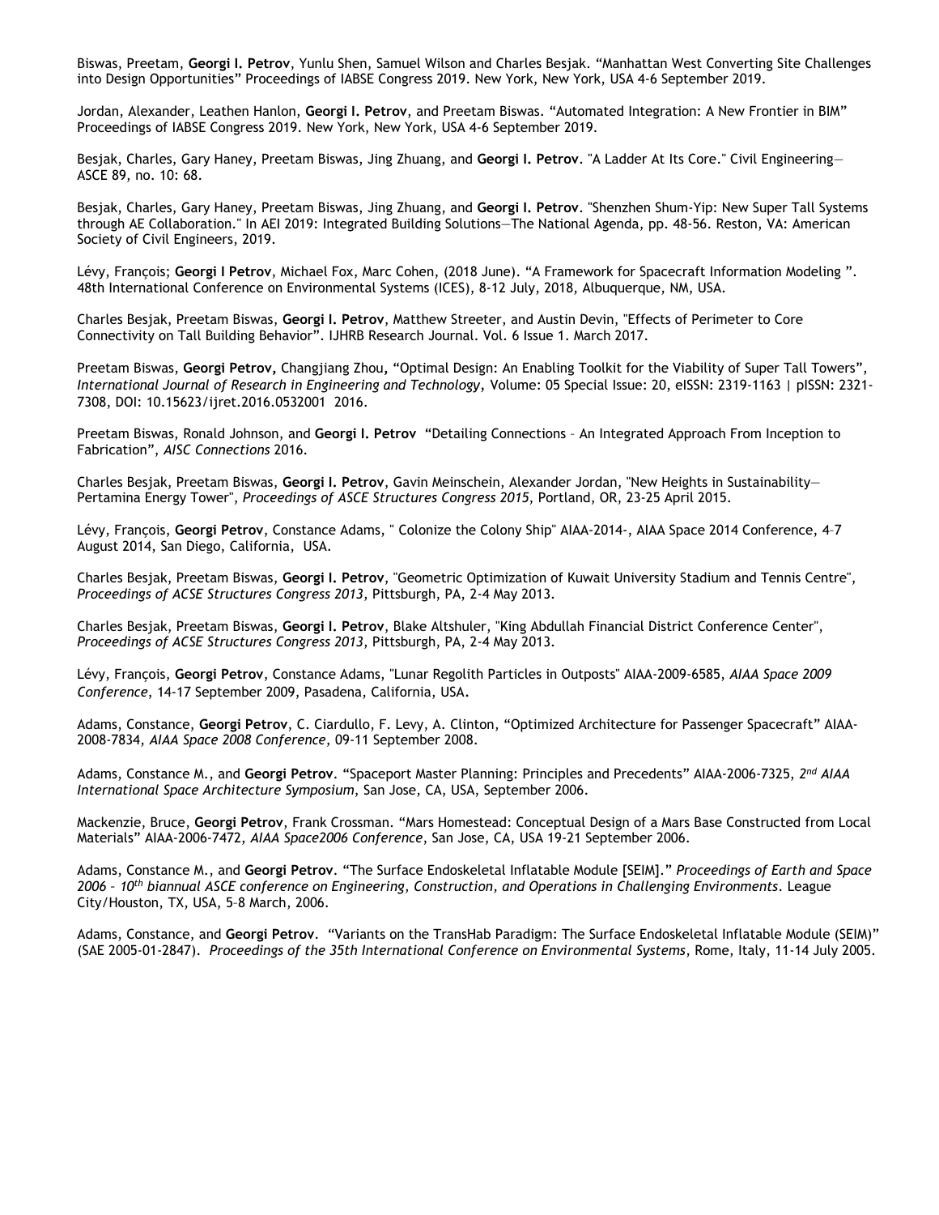Biswas, Preetam, **Georgi I. Petrov**, Yunlu Shen, Samuel Wilson and Charles Besjak. "Manhattan West Converting Site Challenges into Design Opportunities" Proceedings of IABSE Congress 2019. New York, New York, USA 4-6 September 2019.

Jordan, Alexander, Leathen Hanlon, **Georgi I. Petrov**, and Preetam Biswas. "Automated Integration: A New Frontier in BIM" Proceedings of IABSE Congress 2019. New York, New York, USA 4-6 September 2019.

Besjak, Charles, Gary Haney, Preetam Biswas, Jing Zhuang, and **Georgi I. Petrov**. "A Ladder At Its Core." Civil Engineering—ASCE 89, no. 10: 68.

Besjak, Charles, Gary Haney, Preetam Biswas, Jing Zhuang, and **Georgi I. Petrov**. "Shenzhen Shum-Yip: New Super Tall Systems through AE Collaboration." In AEI 2019: Integrated Building Solutions—The National Agenda, pp. 48-56. Reston, VA: American Society of Civil Engineers, 2019.

Lévy, François; **Georgi I Petrov**, Michael Fox, Marc Cohen, (2018 June). "A Framework for Spacecraft Information Modeling ". 48th International Conference on Environmental Systems (ICES), 8-12 July, 2018, Albuquerque, NM, USA.

Charles Besjak, Preetam Biswas, **Georgi I. Petrov**, Matthew Streeter, and Austin Devin, "Effects of Perimeter to Core Connectivity on Tall Building Behavior". IJHRB Research Journal. Vol. 6 Issue 1. March 2017.

Preetam Biswas, **Georgi Petrov,** Changjiang Zhou, "Optimal Design: An Enabling Toolkit for the Viability of Super Tall Towers", *International Journal of Research in Engineering and Technology*, Volume: 05 Special Issue: 20, eISSN: 2319-1163 | pISSN: 2321-7308, DOI: 10.15623/ijret.2016.0532001 2016.

Preetam Biswas, Ronald Johnson, and **Georgi I. Petrov** "Detailing Connections – An Integrated Approach From Inception to Fabrication", *AISC Connections* 2016.

Charles Besjak, Preetam Biswas, **Georgi I. Petrov**, Gavin Meinschein, Alexander Jordan, "New Heights in Sustainability—Pertamina Energy Tower", *Proceedings of ASCE Structures Congress 2015*, Portland, OR, 23-25 April 2015.

Lévy, François, **Georgi Petrov**, Constance Adams, " Colonize the Colony Ship" AIAA-2014-, AIAA Space 2014 Conference, 4–7 August 2014, San Diego, California, USA.

Charles Besjak, Preetam Biswas, **Georgi I. Petrov**, "Geometric Optimization of Kuwait University Stadium and Tennis Centre", *Proceedings of ACSE Structures Congress 2013*, Pittsburgh, PA, 2-4 May 2013.

Charles Besjak, Preetam Biswas, **Georgi I. Petrov**, Blake Altshuler, "King Abdullah Financial District Conference Center", *Proceedings of ACSE Structures Congress 2013*, Pittsburgh, PA, 2-4 May 2013.

Lévy, François, **Georgi Petrov**, Constance Adams, "Lunar Regolith Particles in Outposts" AIAA-2009-6585, *AIAA Space 2009 Conference*, 14-17 September 2009, Pasadena, California, USA.

Adams, Constance, **Georgi Petrov**, C. Ciardullo, F. Levy, A. Clinton, "Optimized Architecture for Passenger Spacecraft" AIAA-2008-7834, *AIAA Space 2008 Conference*, 09-11 September 2008.

Adams, Constance M., and **Georgi Petrov**. "Spaceport Master Planning: Principles and Precedents" AIAA-2006-7325, *2nd AIAA International Space Architecture Symposium*, San Jose, CA, USA, September 2006.

Mackenzie, Bruce, **Georgi Petrov**, Frank Crossman. "Mars Homestead: Conceptual Design of a Mars Base Constructed from Local Materials" AIAA-2006-7472, *AIAA Space2006 Conference*, San Jose, CA, USA 19-21 September 2006.

Adams, Constance M., and **Georgi Petrov**. "The Surface Endoskeletal Inflatable Module [SEIM]." *Proceedings of Earth and Space 2006 – 10th biannual ASCE conference on Engineering, Construction, and Operations in Challenging Environments*. League City/Houston, TX, USA, 5–8 March, 2006.

Adams, Constance, and **Georgi Petrov**. "Variants on the TransHab Paradigm: The Surface Endoskeletal Inflatable Module (SEIM)" (SAE 2005-01-2847). *Proceedings of the 35th International Conference on Environmental Systems*, Rome, Italy, 11-14 July 2005.